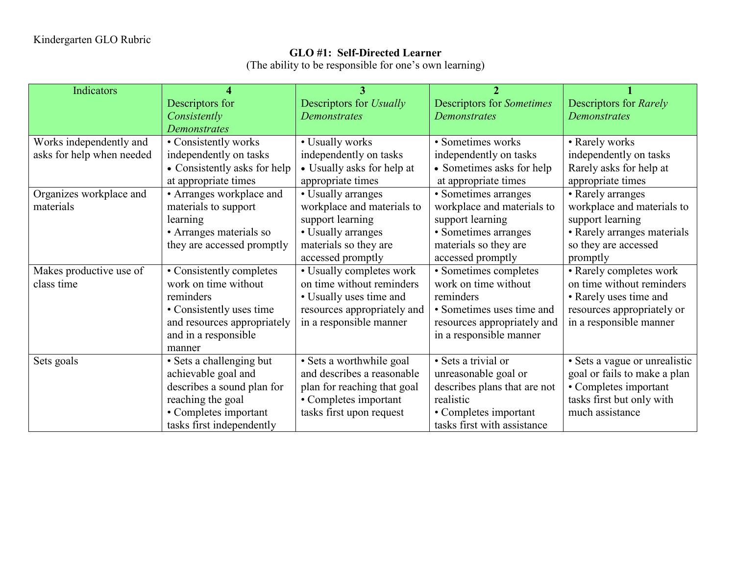Kindergarten GLO Rubric

**GLO #1: Self-Directed Learner**

(The ability to be responsible for one's own learning)

| Indicators | **4** Descriptors for *Consistently Demonstrates* | **3** Descriptors for *Usually Demonstrates* | **2** Descriptors for *Sometimes Demonstrates* | **1** Descriptors for *Rarely Demonstrates* |
|---|---|---|---|---|
| Works independently and asks for help when needed | • Consistently works independently on tasks<br>• Consistently asks for help at appropriate times | • Usually works independently on tasks<br>• Usually asks for help at appropriate times | • Sometimes works independently on tasks<br>• Sometimes asks for help at appropriate times | • Rarely works independently on tasks Rarely asks for help at appropriate times |
| Organizes workplace and materials | • Arranges workplace and materials to support learning<br>• Arranges materials so they are accessed promptly | • Usually arranges workplace and materials to support learning<br>• Usually arranges materials so they are accessed promptly | • Sometimes arranges workplace and materials to support learning<br>• Sometimes arranges materials so they are accessed promptly | • Rarely arranges workplace and materials to support learning<br>• Rarely arranges materials so they are accessed promptly |
| Makes productive use of class time | • Consistently completes work on time without reminders<br>• Consistently uses time and resources appropriately and in a responsible manner | • Usually completes work on time without reminders<br>• Usually uses time and resources appropriately and in a responsible manner | • Sometimes completes work on time without reminders<br>• Sometimes uses time and resources appropriately and in a responsible manner | • Rarely completes work on time without reminders<br>• Rarely uses time and resources appropriately or in a responsible manner |
| Sets goals | • Sets a challenging but achievable goal and describes a sound plan for reaching the goal<br>• Completes important tasks first independently | • Sets a worthwhile goal and describes a reasonable plan for reaching that goal<br>• Completes important tasks first upon request | • Sets a trivial or unreasonable goal or describes plans that are not realistic<br>• Completes important tasks first with assistance | • Sets a vague or unrealistic goal or fails to make a plan<br>• Completes important tasks first but only with much assistance |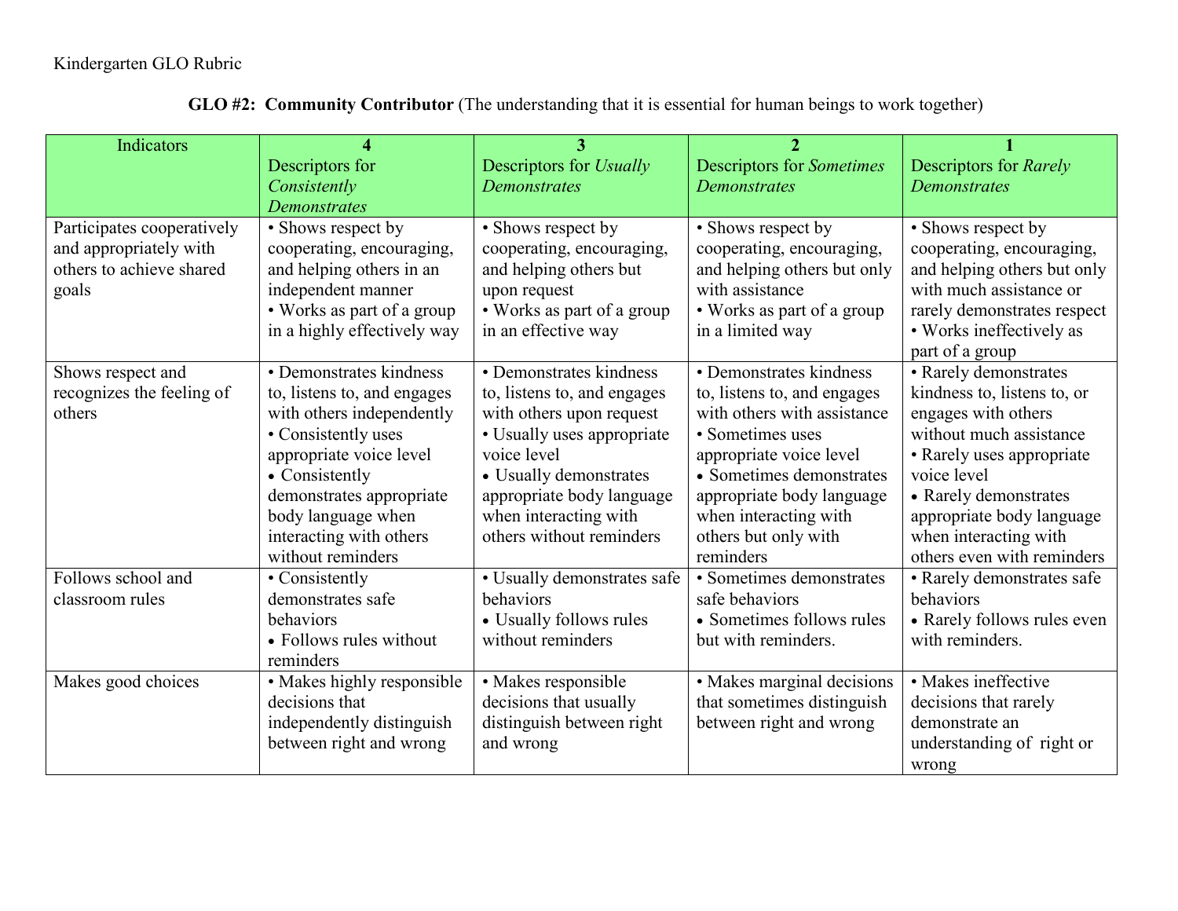Kindergarten GLO Rubric

**GLO #2: Community Contributor** (The understanding that it is essential for human beings to work together)

| Indicators | **4** Descriptors for *Consistently Demonstrates* | **3** Descriptors for *Usually Demonstrates* | **2** Descriptors for *Sometimes Demonstrates* | **1** Descriptors for *Rarely Demonstrates* |
|---|---|---|---|---|
| Participates cooperatively and appropriately with others to achieve shared goals | • Shows respect by cooperating, encouraging, and helping others in an independent manner<br>• Works as part of a group in a highly effectively way | • Shows respect by cooperating, encouraging, and helping others but upon request<br>• Works as part of a group in an effective way | • Shows respect by cooperating, encouraging, and helping others but only with assistance<br>• Works as part of a group in a limited way | • Shows respect by cooperating, encouraging, and helping others but only with much assistance or rarely demonstrates respect<br>• Works ineffectively as part of a group |
| Shows respect and recognizes the feeling of others | • Demonstrates kindness to, listens to, and engages with others independently<br>• Consistently uses appropriate voice level<br>• Consistently demonstrates appropriate body language when interacting with others without reminders | • Demonstrates kindness to, listens to, and engages with others upon request<br>• Usually uses appropriate voice level<br>• Usually demonstrates appropriate body language when interacting with others without reminders | • Demonstrates kindness to, listens to, and engages with others with assistance<br>• Sometimes uses appropriate voice level<br>• Sometimes demonstrates appropriate body language when interacting with others but only with reminders | • Rarely demonstrates kindness to, listens to, or engages with others without much assistance<br>• Rarely uses appropriate voice level<br>• Rarely demonstrates appropriate body language when interacting with others even with reminders |
| Follows school and classroom rules | • Consistently demonstrates safe behaviors<br>• Follows rules without reminders | • Usually demonstrates safe behaviors<br>• Usually follows rules without reminders | • Sometimes demonstrates safe behaviors<br>• Sometimes follows rules but with reminders. | • Rarely demonstrates safe behaviors<br>• Rarely follows rules even with reminders. |
| Makes good choices | • Makes highly responsible decisions that independently distinguish between right and wrong | • Makes responsible decisions that usually distinguish between right and wrong | • Makes marginal decisions that sometimes distinguish between right and wrong | • Makes ineffective decisions that rarely demonstrate an understanding of right or wrong |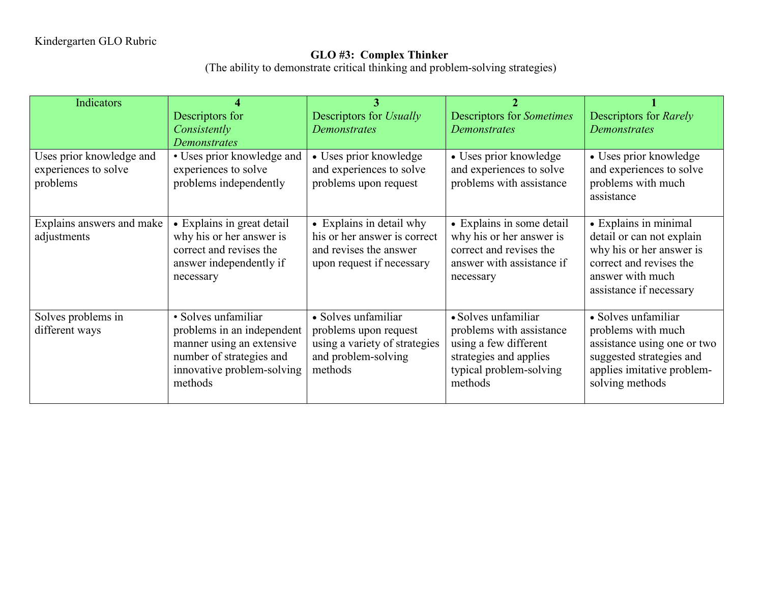Kindergarten GLO Rubric

**GLO #3: Complex Thinker**

(The ability to demonstrate critical thinking and problem-solving strategies)

| Indicators | **4** Descriptors for *Consistently Demonstrates* | **3** Descriptors for *Usually Demonstrates* | **2** Descriptors for *Sometimes Demonstrates* | **1** Descriptors for *Rarely Demonstrates* |
|---|---|---|---|---|
| Uses prior knowledge and experiences to solve problems | • Uses prior knowledge and experiences to solve problems independently | • Uses prior knowledge and experiences to solve problems upon request | • Uses prior knowledge and experiences to solve problems with assistance | • Uses prior knowledge and experiences to solve problems with much assistance |
| Explains answers and make adjustments | • Explains in great detail why his or her answer is correct and revises the answer independently if necessary | • Explains in detail why his or her answer is correct and revises the answer upon request if necessary | • Explains in some detail why his or her answer is correct and revises the answer with assistance if necessary | • Explains in minimal detail or can not explain why his or her answer is correct and revises the answer with much assistance if necessary |
| Solves problems in different ways | • Solves unfamiliar problems in an independent manner using an extensive number of strategies and innovative problem-solving methods | • Solves unfamiliar problems upon request using a variety of strategies and problem-solving methods | • Solves unfamiliar problems with assistance using a few different strategies and applies typical problem-solving methods | • Solves unfamiliar problems with much assistance using one or two suggested strategies and applies imitative problem-solving methods |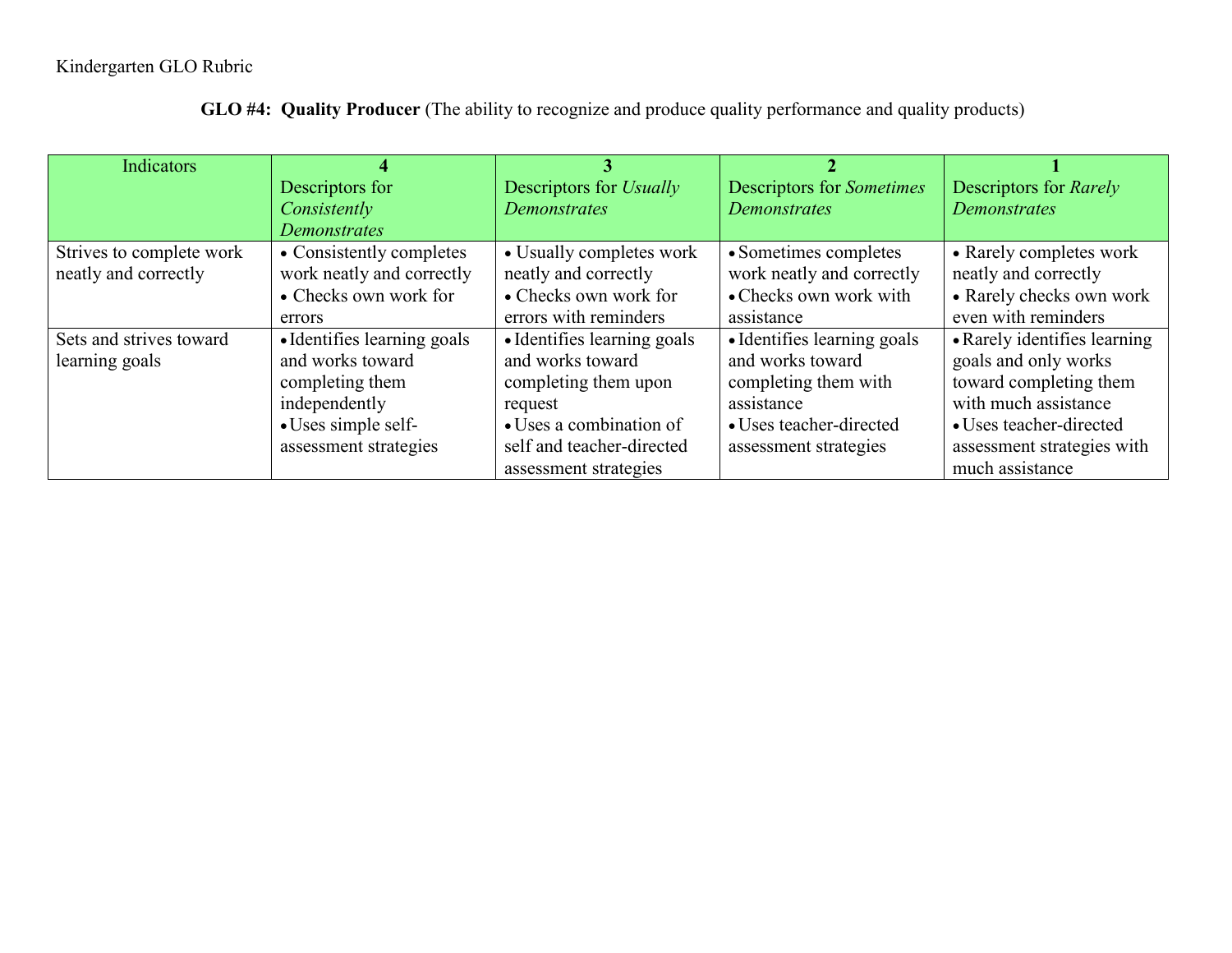Kindergarten GLO Rubric

**GLO #4: Quality Producer** (The ability to recognize and produce quality performance and quality products)

| Indicators | **4**<br>Descriptors for *Consistently Demonstrates* | **3**<br>Descriptors for *Usually Demonstrates* | **2**<br>Descriptors for *Sometimes Demonstrates* | **1**<br>Descriptors for *Rarely Demonstrates* |
|---|---|---|---|---|
| Strives to complete work neatly and correctly | • Consistently completes work neatly and correctly<br>• Checks own work for errors | • Usually completes work neatly and correctly<br>• Checks own work for errors with reminders | • Sometimes completes work neatly and correctly<br>• Checks own work with assistance | • Rarely completes work neatly and correctly<br>• Rarely checks own work even with reminders |
| Sets and strives toward learning goals | • Identifies learning goals and works toward completing them independently<br>• Uses simple self-assessment strategies | • Identifies learning goals and works toward completing them upon request<br>• Uses a combination of self and teacher-directed assessment strategies | • Identifies learning goals and works toward completing them with assistance<br>• Uses teacher-directed assessment strategies | • Rarely identifies learning goals and only works toward completing them with much assistance<br>• Uses teacher-directed assessment strategies with much assistance |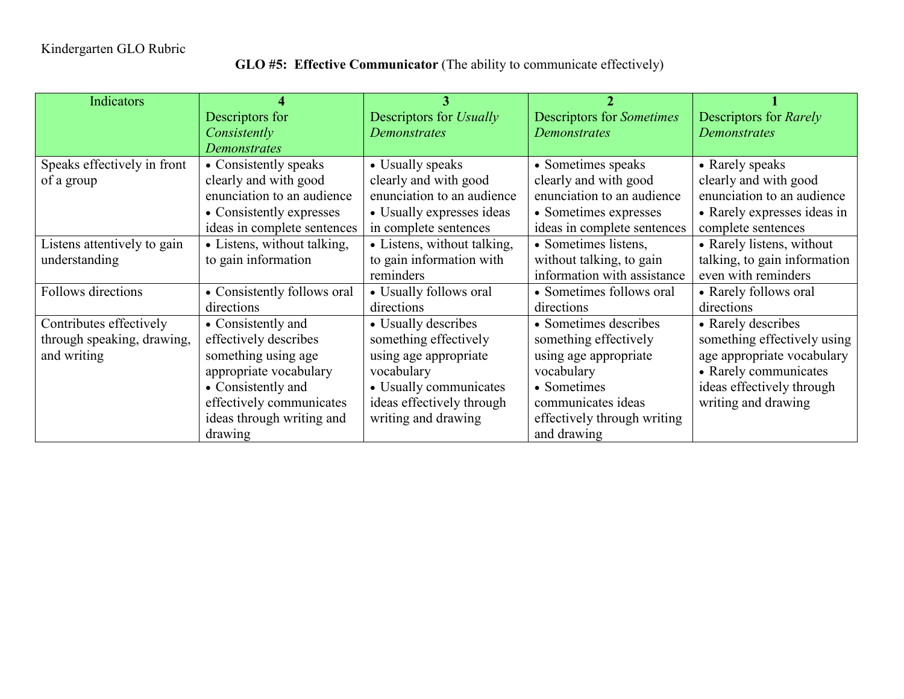Kindergarten GLO Rubric

**GLO #5: Effective Communicator** (The ability to communicate effectively)

| Indicators | **4** Descriptors for *Consistently Demonstrates* | **3** Descriptors for *Usually Demonstrates* | **2** Descriptors for *Sometimes Demonstrates* | **1** Descriptors for *Rarely Demonstrates* |
|---|---|---|---|---|
| Speaks effectively in front of a group | • Consistently speaks clearly and with good enunciation to an audience • Consistently expresses ideas in complete sentences | • Usually speaks clearly and with good enunciation to an audience • Usually expresses ideas in complete sentences | • Sometimes speaks clearly and with good enunciation to an audience • Sometimes expresses ideas in complete sentences | • Rarely speaks clearly and with good enunciation to an audience • Rarely expresses ideas in complete sentences |
| Listens attentively to gain understanding | • Listens, without talking, to gain information | • Listens, without talking, to gain information with reminders | • Sometimes listens, without talking, to gain information with assistance | • Rarely listens, without talking, to gain information even with reminders |
| Follows directions | • Consistently follows oral directions | • Usually follows oral directions | • Sometimes follows oral directions | • Rarely follows oral directions |
| Contributes effectively through speaking, drawing, and writing | • Consistently and effectively describes something using age appropriate vocabulary • Consistently and effectively communicates ideas through writing and drawing | • Usually describes something effectively using age appropriate vocabulary • Usually communicates ideas effectively through writing and drawing | • Sometimes describes something effectively using age appropriate vocabulary • Sometimes communicates ideas effectively through writing and drawing | • Rarely describes something effectively using age appropriate vocabulary • Rarely communicates ideas effectively through writing and drawing |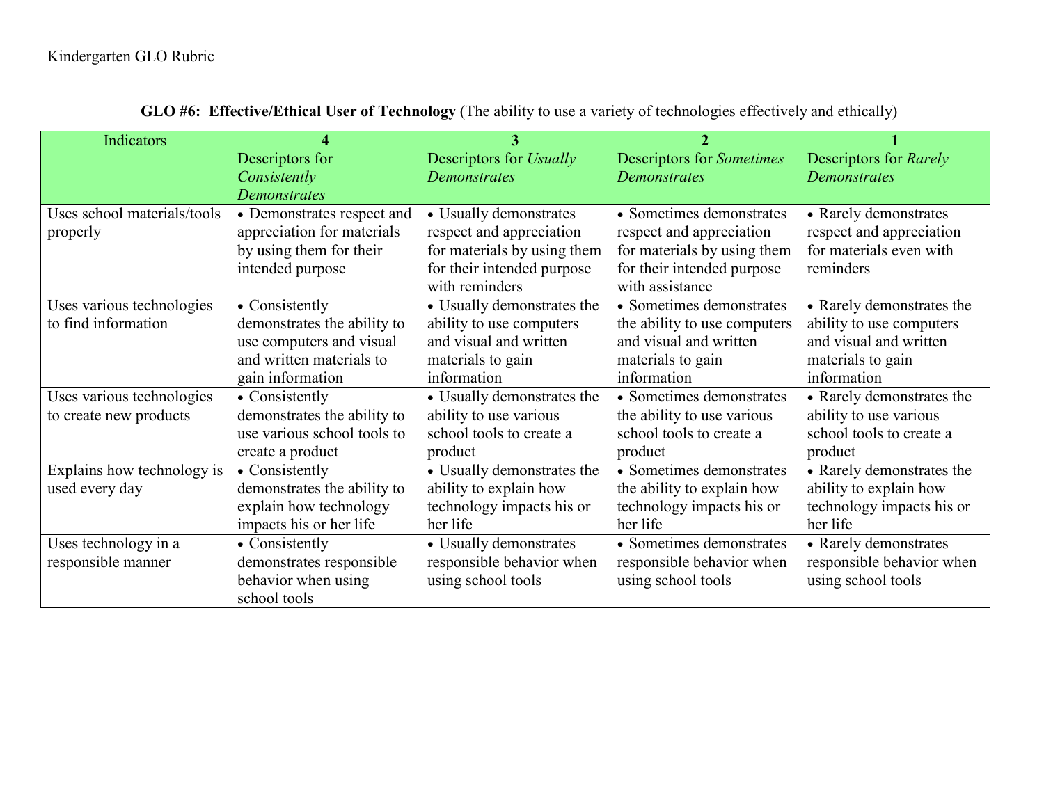Kindergarten GLO Rubric

**GLO #6: Effective/Ethical User of Technology** (The ability to use a variety of technologies effectively and ethically)

| Indicators | **4** Descriptors for *Consistently Demonstrates* | **3** Descriptors for *Usually Demonstrates* | **2** Descriptors for *Sometimes Demonstrates* | **1** Descriptors for *Rarely Demonstrates* |
|---|---|---|---|---|
| Uses school materials/tools properly | • Demonstrates respect and appreciation for materials by using them for their intended purpose | • Usually demonstrates respect and appreciation for materials by using them for their intended purpose with reminders | • Sometimes demonstrates respect and appreciation for materials by using them for their intended purpose with assistance | • Rarely demonstrates respect and appreciation for materials even with reminders |
| Uses various technologies to find information | • Consistently demonstrates the ability to use computers and visual and written materials to gain information | • Usually demonstrates the ability to use computers and visual and written materials to gain information | • Sometimes demonstrates the ability to use computers and visual and written materials to gain information | • Rarely demonstrates the ability to use computers and visual and written materials to gain information |
| Uses various technologies to create new products | • Consistently demonstrates the ability to use various school tools to create a product | • Usually demonstrates the ability to use various school tools to create a product | • Sometimes demonstrates the ability to use various school tools to create a product | • Rarely demonstrates the ability to use various school tools to create a product |
| Explains how technology is used every day | • Consistently demonstrates the ability to explain how technology impacts his or her life | • Usually demonstrates the ability to explain how technology impacts his or her life | • Sometimes demonstrates the ability to explain how technology impacts his or her life | • Rarely demonstrates the ability to explain how technology impacts his or her life |
| Uses technology in a responsible manner | • Consistently demonstrates responsible behavior when using school tools | • Usually demonstrates responsible behavior when using school tools | • Sometimes demonstrates responsible behavior when using school tools | • Rarely demonstrates responsible behavior when using school tools |